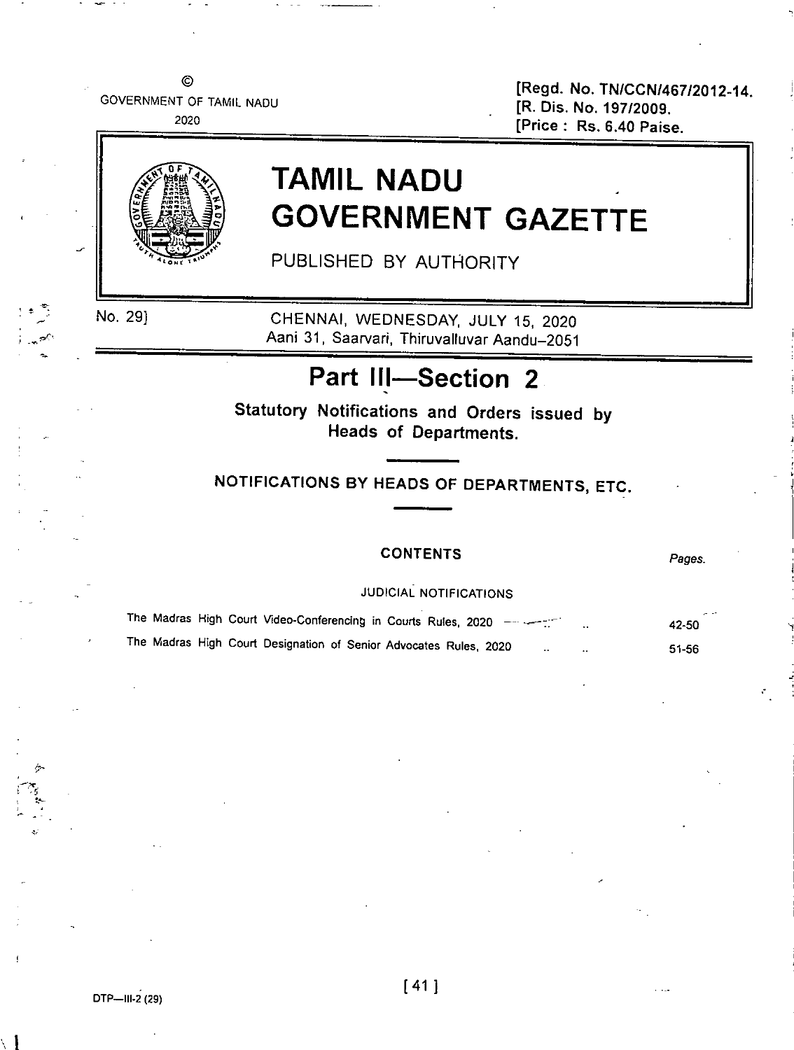©
GOVERNMENT OF TAMIL NADU
2020

[Regd. No. TN/CCN/467/2012-14.
[R. Dis. No. 197/2009.
[Price : Rs. 6.40 Paise.

# TAMIL NADU GOVERNMENT GAZETTE

PUBLISHED BY AUTHORITY

No. 29] CHENNAI, WEDNESDAY, JULY 15, 2020
Aani 31, Saarvari, Thiruvalluvar Aandu–2051

## Part III—Section 2

**Statutory Notifications and Orders issued by Heads of Departments.**

### NOTIFICATIONS BY HEADS OF DEPARTMENTS, ETC.

**CONTENTS**

| | Pages. |
|---|---|
| JUDICIAL NOTIFICATIONS | |
| The Madras High Court Video-Conferencing in Courts Rules, 2020 .. .. | 42-50 |
| The Madras High Court Designation of Senior Advocates Rules, 2020 .. .. | 51-56 |

DTP—III-2 (29)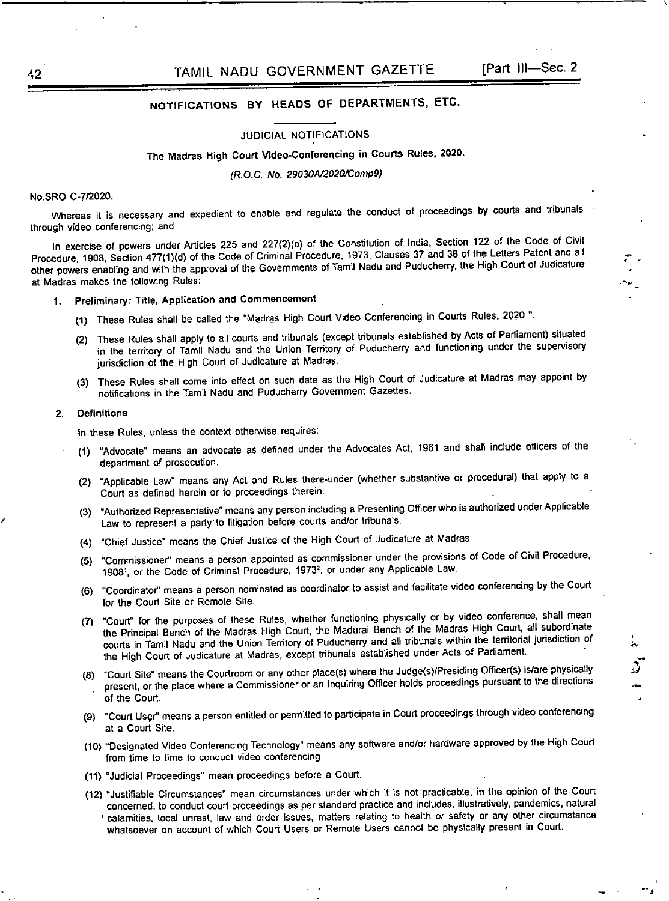## NOTIFICATIONS BY HEADS OF DEPARTMENTS, ETC.

### JUDICIAL NOTIFICATIONS

### The Madras High Court Video-Conferencing in Courts Rules, 2020.

*(R.O.C. No. 29030A/2020/Comp9)*

No.SRO C-7/2020.

Whereas it is necessary and expedient to enable and regulate the conduct of proceedings by courts and tribunals through video conferencing; and

In exercise of powers under Articles 225 and 227(2)(b) of the Constitution of India, Section 122 of the Code of Civil Procedure, 1908, Section 477(1)(d) of the Code of Criminal Procedure, 1973, Clauses 37 and 38 of the Letters Patent and all other powers enabling and with the approval of the Governments of Tamil Nadu and Puducherry, the High Court of Judicature at Madras makes the following Rules:

**1. Preliminary: Title, Application and Commencement**

(1) These Rules shall be called the "Madras High Court Video Conferencing in Courts Rules, 2020 ".

(2) These Rules shall apply to all courts and tribunals (except tribunals established by Acts of Parliament) situated in the territory of Tamil Nadu and the Union Territory of Puducherry and functioning under the supervisory jurisdiction of the High Court of Judicature at Madras.

(3) These Rules shall come into effect on such date as the High Court of Judicature at Madras may appoint by notifications in the Tamil Nadu and Puducherry Government Gazettes.

**2. Definitions**

In these Rules, unless the context otherwise requires:

(1) "Advocate" means an advocate as defined under the Advocates Act, 1961 and shall include officers of the department of prosecution.

(2) "Applicable Law" means any Act and Rules there-under (whether substantive or procedural) that apply to a Court as defined herein or to proceedings therein.

(3) "Authorized Representative" means any person including a Presenting Officer who is authorized under Applicable Law to represent a party to litigation before courts and/or tribunals.

(4) "Chief Justice" means the Chief Justice of the High Court of Judicature at Madras.

(5) "Commissioner" means a person appointed as commissioner under the provisions of Code of Civil Procedure, 1908[1], or the Code of Criminal Procedure, 1973[2], or under any Applicable Law.

(6) "Coordinator" means a person nominated as coordinator to assist and facilitate video conferencing by the Court for the Court Site or Remote Site.

(7) "Court" for the purposes of these Rules, whether functioning physically or by video conference, shall mean the Principal Bench of the Madras High Court, the Madurai Bench of the Madras High Court, all subordinate courts in Tamil Nadu and the Union Territory of Puducherry and all tribunals within the territorial jurisdiction of the High Court of Judicature at Madras, except tribunals established under Acts of Parliament.

(8) "Court Site" means the Courtroom or any other place(s) where the Judge(s)/Presiding Officer(s) is/are physically present, or the place where a Commissioner or an inquiring Officer holds proceedings pursuant to the directions of the Court.

(9) "Court User" means a person entitled or permitted to participate in Court proceedings through video conferencing at a Court Site.

(10) "Designated Video Conferencing Technology" means any software and/or hardware approved by the High Court from time to time to conduct video conferencing.

(11) "Judicial Proceedings" mean proceedings before a Court.

(12) "Justifiable Circumstances" mean circumstances under which it is not practicable, in the opinion of the Court concerned, to conduct court proceedings as per standard practice and includes, illustratively, pandemics, natural calamities, local unrest, law and order issues, matters relating to health or safety or any other circumstance whatsoever on account of which Court Users or Remote Users cannot be physically present in Court.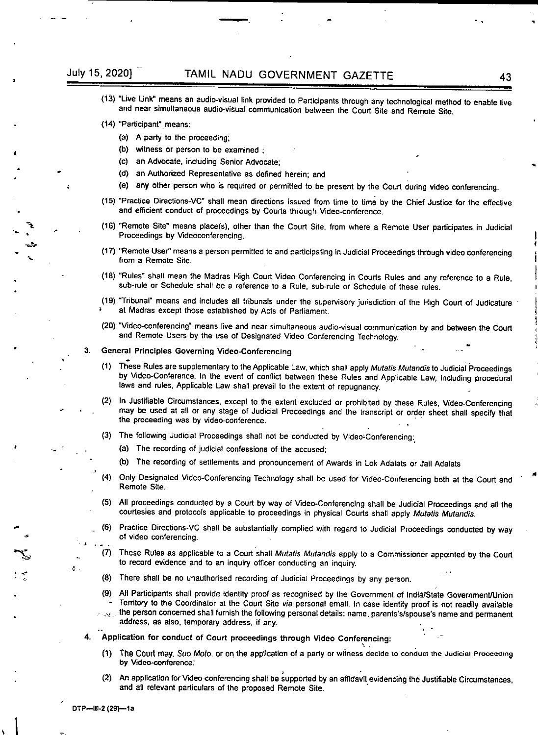(13) "Live Link" means an audio-visual link provided to Participants through any technological method to enable live and near simultaneous audio-visual communication between the Court Site and Remote Site.

(14) "Participant" means:

   (a) A party to the proceeding;

   (b) witness or person to be examined ;

   (c) an Advocate, including Senior Advocate;

   (d) an Authorized Representative as defined herein; and

   (e) any other person who is required or permitted to be present by the Court during video conferencing.

(15) "Practice Directions-VC" shall mean directions issued from time to time by the Chief Justice for the effective and efficient conduct of proceedings by Courts through Video-conference.

(16) "Remote Site" means place(s), other than the Court Site, from where a Remote User participates in Judicial Proceedings by Videoconferencing.

(17) "Remote User" means a person permitted to and participating in Judicial Proceedings through video conferencing from a Remote Site.

(18) "Rules" shall mean the Madras High Court Video Conferencing in Courts Rules and any reference to a Rule, sub-rule or Schedule shall be a reference to a Rule, sub-rule or Schedule of these rules.

(19) "Tribunal" means and includes all tribunals under the supervisory jurisdiction of the High Court of Judicature at Madras except those established by Acts of Parliament.

(20) "Video-conferencing" means live and near simultaneous audio-visual communication by and between the Court and Remote Users by the use of Designated Video Conferencing Technology.

**3. General Principles Governing Video-Conferencing**

(1) These Rules are supplementary to the Applicable Law, which shall apply *Mutatis Mutandis* to Judicial Proceedings by Video-Conference. In the event of conflict between these Rules and Applicable Law, including procedural laws and rules, Applicable Law shall prevail to the extent of repugnancy.

(2) In Justifiable Circumstances, except to the extent excluded or prohibited by these Rules, Video-Conferencing may be used at all or any stage of Judicial Proceedings and the transcript or order sheet shall specify that the proceeding was by video-conference.

(3) The following Judicial Proceedings shall not be conducted by Video-Conferencing:

   (a) The recording of judicial confessions of the accused;

   (b) The recording of settlements and pronouncement of Awards in Lok Adalats or Jail Adalats

(4) Only Designated Video-Conferencing Technology shall be used for Video-Conferencing both at the Court and Remote Site.

(5) All proceedings conducted by a Court by way of Video-Conferencing shall be Judicial Proceedings and all the courtesies and protocols applicable to proceedings in physical Courts shall apply *Mutatis Mutandis*.

(6) Practice Directions-VC shall be substantially complied with regard to Judicial Proceedings conducted by way of video conferencing.

(7) These Rules as applicable to a Court shall *Mutatis Mutandis* apply to a Commissioner appointed by the Court to record evidence and to an inquiry officer conducting an inquiry.

(8) There shall be no unauthorised recording of Judicial Proceedings by any person.

(9) All Participants shall provide identity proof as recognised by the Government of India/State Government/Union Territory to the Coordinator at the Court Site *via* personal email. In case identity proof is not readily available the person concerned shall furnish the following personal details: name, parents's/spouse's name and permanent address, as also, temporary address, if any.

**4. Application for conduct of Court proceedings through Video Conferencing:**

(1) The Court may, *Suo Moto*, or on the application of a party or witness decide to conduct the Judicial Proceeding by Video-conference.

(2) An application for Video-conferencing shall be supported by an affidavit evidencing the Justifiable Circumstances, and all relevant particulars of the proposed Remote Site.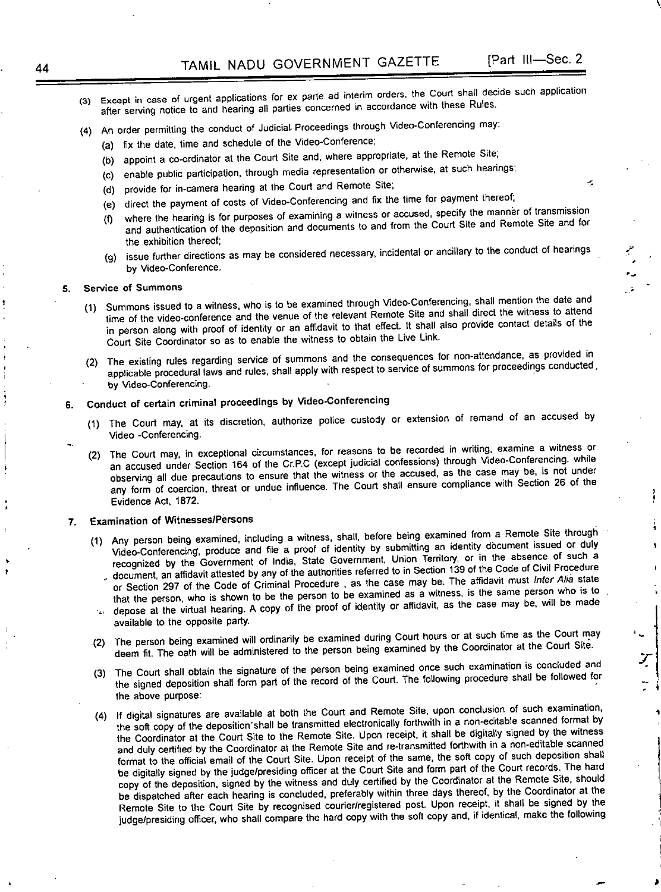(3) Except in case of urgent applications for ex parte ad interim orders, the Court shall decide such application after serving notice to and hearing all parties concerned in accordance with these Rules.

(4) An order permitting the conduct of Judicial Proceedings through Video-Conferencing may:

(a) fix the date, time and schedule of the Video-Conference;

(b) appoint a co-ordinator at the Court Site and, where appropriate, at the Remote Site;

(c) enable public participation, through media representation or otherwise, at such hearings;

(d) provide for in-camera hearing at the Court and Remote Site;

(e) direct the payment of costs of Video-Conferencing and fix the time for payment thereof;

(f) where the hearing is for purposes of examining a witness or accused, specify the manner of transmission and authentication of the deposition and documents to and from the Court Site and Remote Site and for the exhibition thereof;

(g) issue further directions as may be considered necessary, incidental or ancillary to the conduct of hearings by Video-Conference.

**5. Service of Summons**

(1) Summons issued to a witness, who is to be examined through Video-Conferencing, shall mention the date and time of the video-conference and the venue of the relevant Remote Site and shall direct the witness to attend in person along with proof of identity or an affidavit to that effect. It shall also provide contact details of the Court Site Coordinator so as to enable the witness to obtain the Live Link.

(2) The existing rules regarding service of summons and the consequences for non-attendance, as provided in applicable procedural laws and rules, shall apply with respect to service of summons for proceedings conducted by Video-Conferencing.

**6. Conduct of certain criminal proceedings by Video-Conferencing**

(1) The Court may, at its discretion, authorize police custody or extension of remand of an accused by Video -Conferencing.

(2) The Court may, in exceptional circumstances, for reasons to be recorded in writing, examine a witness or an accused under Section 164 of the Cr.P.C (except judicial confessions) through Video-Conferencing, while observing all due precautions to ensure that the witness or the accused, as the case may be, is not under any form of coercion, threat or undue influence. The Court shall ensure compliance with Section 26 of the Evidence Act, 1872.

**7. Examination of Witnesses/Persons**

(1) Any person being examined, including a witness, shall, before being examined from a Remote Site through Video-Conferencing, produce and file a proof of identity by submitting an identity document issued or duly recognized by the Government of India, State Government, Union Territory, or in the absence of such a document, an affidavit attested by any of the authorities referred to in Section 139 of the Code of Civil Procedure or Section 297 of the Code of Criminal Procedure , as the case may be. The affidavit must *Inter Alia* state that the person, who is shown to be the person to be examined as a witness, is the same person who is to depose at the virtual hearing. A copy of the proof of identity or affidavit, as the case may be, will be made available to the opposite party.

(2) The person being examined will ordinarily be examined during Court hours or at such time as the Court may deem fit. The oath will be administered to the person being examined by the Coordinator at the Court Site.

(3) The Court shall obtain the signature of the person being examined once such examination is concluded and the signed deposition shall form part of the record of the Court. The following procedure shall be followed for the above purpose:

(4) If digital signatures are available at both the Court and Remote Site, upon conclusion of such examination, the soft copy of the deposition shall be transmitted electronically forthwith in a non-editable scanned format by the Coordinator at the Court Site to the Remote Site. Upon receipt, it shall be digitally signed by the witness and duly certified by the Coordinator at the Remote Site and re-transmitted forthwith in a non-editable scanned format to the official email of the Court Site. Upon receipt of the same, the soft copy of such deposition shall be digitally signed by the judge/presiding officer at the Court Site and form part of the Court records. The hard copy of the deposition, signed by the witness and duly certified by the Coordinator at the Remote Site, should be dispatched after each hearing is concluded, preferably within three days thereof, by the Coordinator at the Remote Site to the Court Site by recognised courier/registered post. Upon receipt, it shall be signed by the judge/presiding officer, who shall compare the hard copy with the soft copy and, if identical, make the following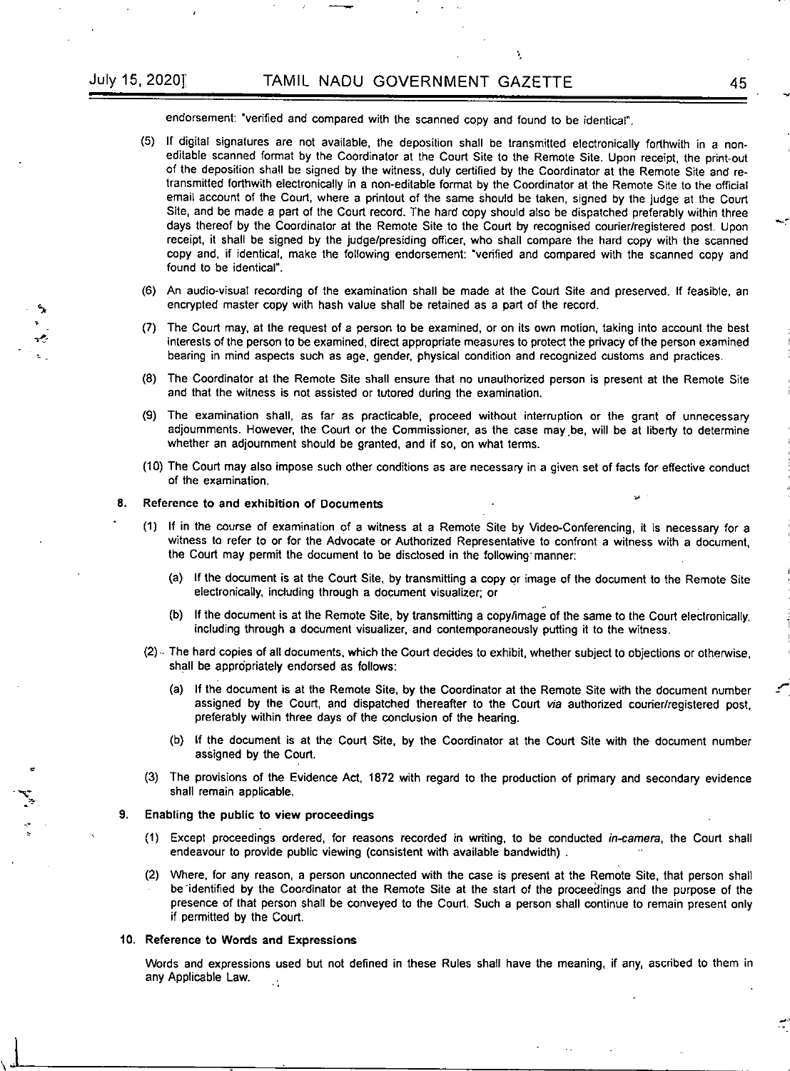endorsement: "verified and compared with the scanned copy and found to be identical".

(5) If digital signatures are not available, the deposition shall be transmitted electronically forthwith in a non-editable scanned format by the Coordinator at the Court Site to the Remote Site. Upon receipt, the print-out of the deposition shall be signed by the witness, duly certified by the Coordinator at the Remote Site and re-transmitted forthwith electronically in a non-editable format by the Coordinator at the Remote Site to the official email account of the Court, where a printout of the same should be taken, signed by the judge at the Court Site, and be made a part of the Court record. The hard copy should also be dispatched preferably within three days thereof by the Coordinator at the Remote Site to the Court by recognised courier/registered post. Upon receipt, it shall be signed by the judge/presiding officer, who shall compare the hard copy with the scanned copy and, if identical, make the following endorsement: "verified and compared with the scanned copy and found to be identical".

(6) An audio-visual recording of the examination shall be made at the Court Site and preserved. If feasible, an encrypted master copy with hash value shall be retained as a part of the record.

(7) The Court may, at the request of a person to be examined, or on its own motion, taking into account the best interests of the person to be examined, direct appropriate measures to protect the privacy of the person examined bearing in mind aspects such as age, gender, physical condition and recognized customs and practices.

(8) The Coordinator at the Remote Site shall ensure that no unauthorized person is present at the Remote Site and that the witness is not assisted or tutored during the examination.

(9) The examination shall, as far as practicable, proceed without interruption or the grant of unnecessary adjournments. However, the Court or the Commissioner, as the case may be, will be at liberty to determine whether an adjournment should be granted, and if so, on what terms.

(10) The Court may also impose such other conditions as are necessary in a given set of facts for effective conduct of the examination.

**8. Reference to and exhibition of Documents**

(1) If in the course of examination of a witness at a Remote Site by Video-Conferencing, it is necessary for a witness to refer to or for the Advocate or Authorized Representative to confront a witness with a document, the Court may permit the document to be disclosed in the following manner:

(a) If the document is at the Court Site, by transmitting a copy or image of the document to the Remote Site electronically, including through a document visualizer; or

(b) If the document is at the Remote Site, by transmitting a copy/image of the same to the Court electronically, including through a document visualizer, and contemporaneously putting it to the witness.

(2) The hard copies of all documents, which the Court decides to exhibit, whether subject to objections or otherwise, shall be appropriately endorsed as follows:

(a) If the document is at the Remote Site, by the Coordinator at the Remote Site with the document number assigned by the Court, and dispatched thereafter to the Court *via* authorized courier/registered post, preferably within three days of the conclusion of the hearing.

(b) If the document is at the Court Site, by the Coordinator at the Court Site with the document number assigned by the Court.

(3) The provisions of the Evidence Act, 1872 with regard to the production of primary and secondary evidence shall remain applicable.

**9. Enabling the public to view proceedings**

(1) Except proceedings ordered, for reasons recorded in writing, to be conducted *in-camera*, the Court shall endeavour to provide public viewing (consistent with available bandwidth) .

(2) Where, for any reason, a person unconnected with the case is present at the Remote Site, that person shall be identified by the Coordinator at the Remote Site at the start of the proceedings and the purpose of the presence of that person shall be conveyed to the Court. Such a person shall continue to remain present only if permitted by the Court.

**10. Reference to Words and Expressions**

Words and expressions used but not defined in these Rules shall have the meaning, if any, ascribed to them in any Applicable Law.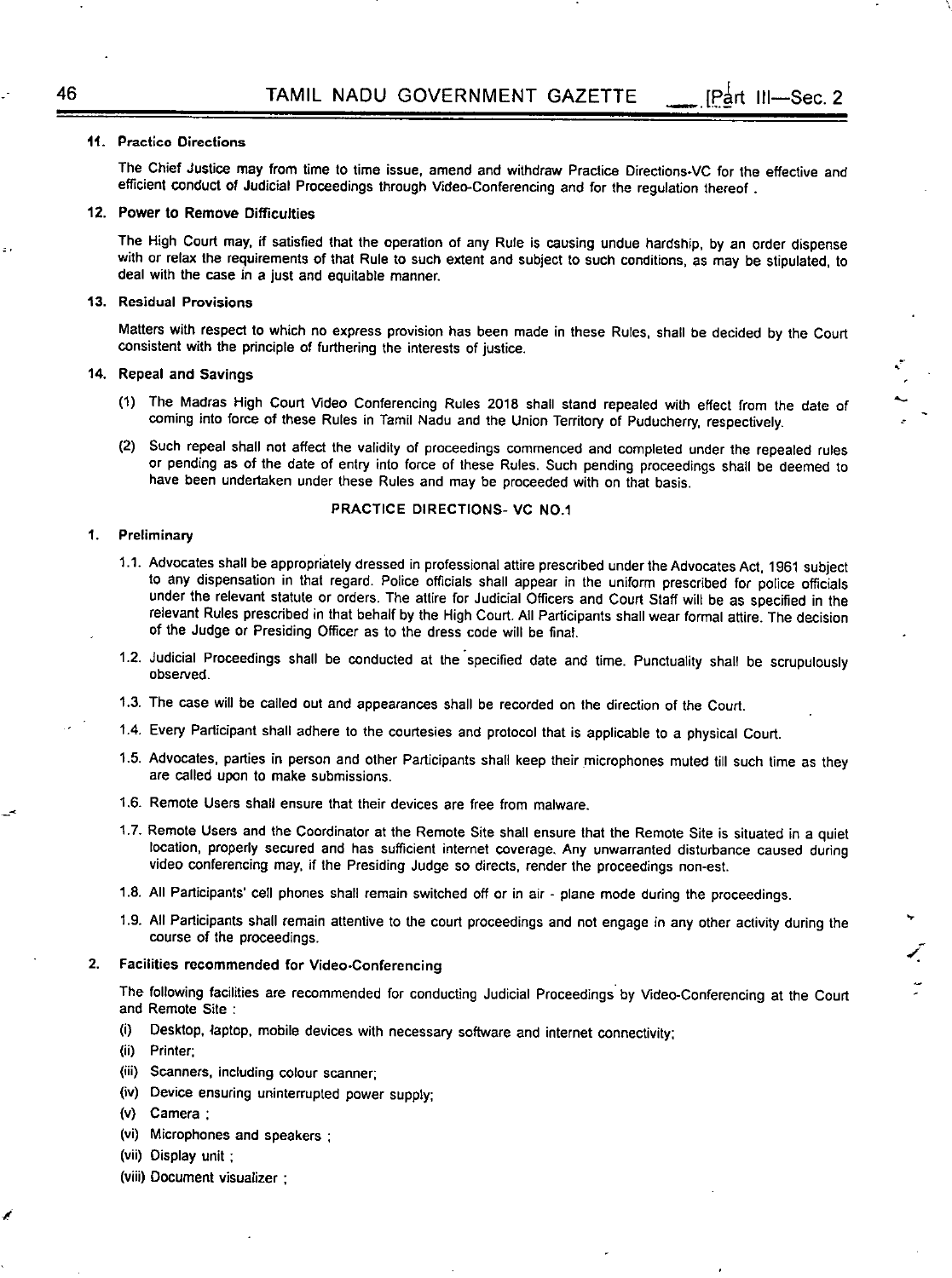**11. Practice Directions**

The Chief Justice may from time to time issue, amend and withdraw Practice Directions-VC for the effective and efficient conduct of Judicial Proceedings through Video-Conferencing and for the regulation thereof .

**12. Power to Remove Difficulties**

The High Court may, if satisfied that the operation of any Rule is causing undue hardship, by an order dispense with or relax the requirements of that Rule to such extent and subject to such conditions, as may be stipulated, to deal with the case in a just and equitable manner.

**13. Residual Provisions**

Matters with respect to which no express provision has been made in these Rules, shall be decided by the Court consistent with the principle of furthering the interests of justice.

**14. Repeal and Savings**

(1) The Madras High Court Video Conferencing Rules 2018 shall stand repealed with effect from the date of coming into force of these Rules in Tamil Nadu and the Union Territory of Puducherry, respectively.

(2) Such repeal shall not affect the validity of proceedings commenced and completed under the repealed rules or pending as of the date of entry into force of these Rules. Such pending proceedings shall be deemed to have been undertaken under these Rules and may be proceeded with on that basis.

## PRACTICE DIRECTIONS- VC NO.1

**1. Preliminary**

1.1. Advocates shall be appropriately dressed in professional attire prescribed under the Advocates Act, 1961 subject to any dispensation in that regard. Police officials shall appear in the uniform prescribed for police officials under the relevant statute or orders. The attire for Judicial Officers and Court Staff will be as specified in the relevant Rules prescribed in that behalf by the High Court. All Participants shall wear formal attire. The decision of the Judge or Presiding Officer as to the dress code will be final.

1.2. Judicial Proceedings shall be conducted at the specified date and time. Punctuality shall be scrupulously observed.

1.3. The case will be called out and appearances shall be recorded on the direction of the Court.

1.4. Every Participant shall adhere to the courtesies and protocol that is applicable to a physical Court.

1.5. Advocates, parties in person and other Participants shall keep their microphones muted till such time as they are called upon to make submissions.

1.6. Remote Users shall ensure that their devices are free from malware.

1.7. Remote Users and the Coordinator at the Remote Site shall ensure that the Remote Site is situated in a quiet location, properly secured and has sufficient internet coverage. Any unwarranted disturbance caused during video conferencing may, if the Presiding Judge so directs, render the proceedings non-est.

1.8. All Participants' cell phones shall remain switched off or in air - plane mode during the proceedings.

1.9. All Participants shall remain attentive to the court proceedings and not engage in any other activity during the course of the proceedings.

**2. Facilities recommended for Video-Conferencing**

The following facilities are recommended for conducting Judicial Proceedings by Video-Conferencing at the Court and Remote Site :

(i) Desktop, laptop, mobile devices with necessary software and internet connectivity;

(ii) Printer;

(iii) Scanners, including colour scanner;

(iv) Device ensuring uninterrupted power supply;

(v) Camera ;

(vi) Microphones and speakers ;

(vii) Display unit ;

(viii) Document visualizer ;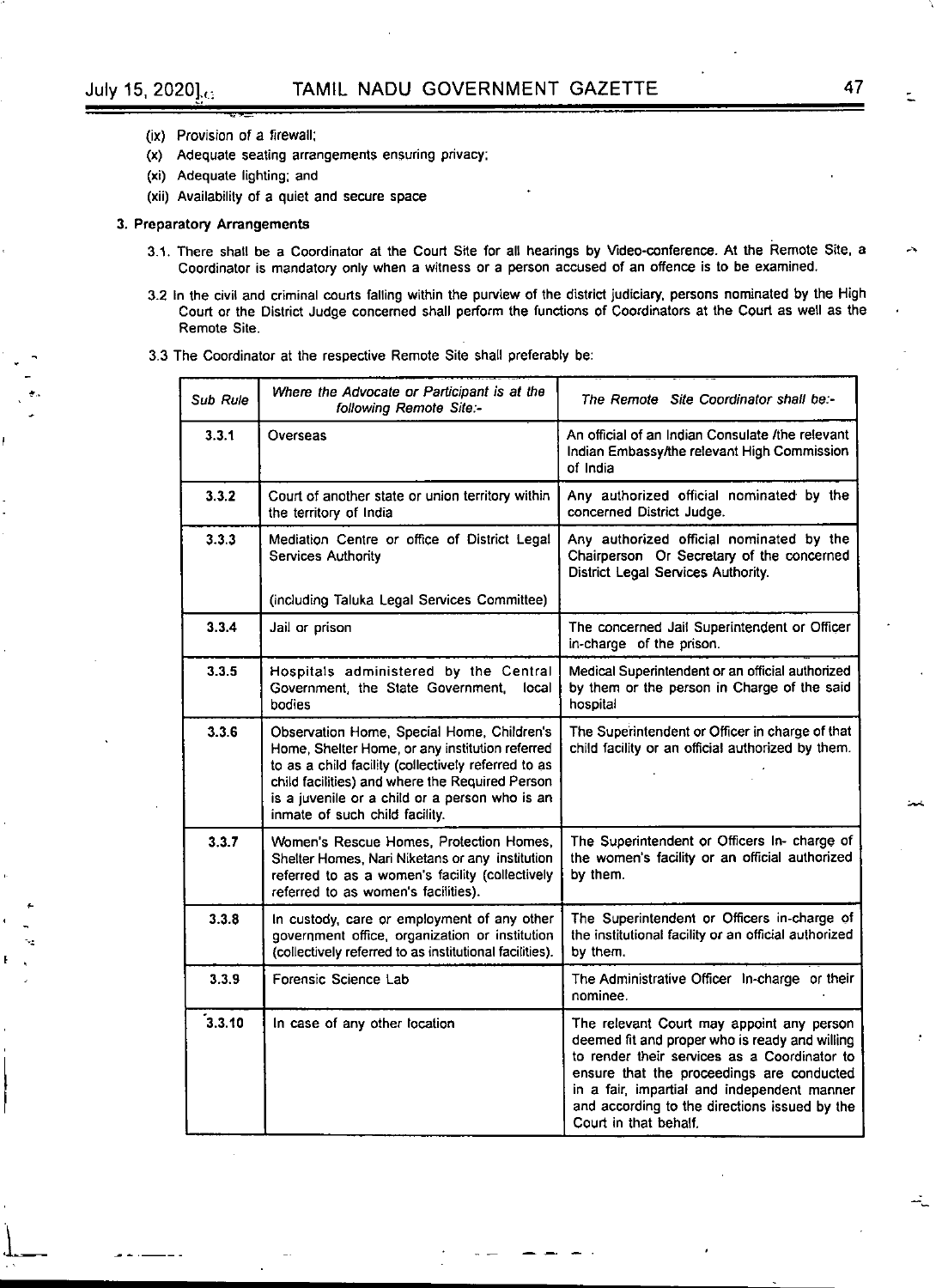(ix) Provision of a firewall;

(x) Adequate seating arrangements ensuring privacy;

(xi) Adequate lighting; and

(xii) Availability of a quiet and secure space

### 3. Preparatory Arrangements

3.1. There shall be a Coordinator at the Court Site for all hearings by Video-conference. At the Remote Site, a Coordinator is mandatory only when a witness or a person accused of an offence is to be examined.

3.2 In the civil and criminal courts falling within the purview of the district judiciary, persons nominated by the High Court or the District Judge concerned shall perform the functions of Coordinators at the Court as well as the Remote Site.

3.3 The Coordinator at the respective Remote Site shall preferably be:

| Sub Rule | *Where the Advocate or Participant is at the following Remote Site:-* | *The Remote Site Coordinator shall be:-* |
|---|---|---|
| 3.3.1 | Overseas | An official of an Indian Consulate /the relevant Indian Embassy/the relevant High Commission of India |
| 3.3.2 | Court of another state or union territory within the territory of India | Any authorized official nominated by the concerned District Judge. |
| 3.3.3 | Mediation Centre or office of District Legal Services Authority (including Taluka Legal Services Committee) | Any authorized official nominated by the Chairperson Or Secretary of the concerned District Legal Services Authority. |
| 3.3.4 | Jail or prison | The concerned Jail Superintendent or Officer in-charge of the prison. |
| 3.3.5 | Hospitals administered by the Central Government, the State Government, local bodies | Medical Superintendent or an official authorized by them or the person in Charge of the said hospital |
| 3.3.6 | Observation Home, Special Home, Children's Home, Shelter Home, or any institution referred to as a child facility (collectively referred to as child facilities) and where the Required Person is a juvenile or a child or a person who is an inmate of such child facility. | The Superintendent or Officer in charge of that child facility or an official authorized by them. |
| 3.3.7 | Women's Rescue Homes, Protection Homes, Shelter Homes, Nari Niketans or any institution referred to as a women's facility (collectively referred to as women's facilities). | The Superintendent or Officers In- charge of the women's facility or an official authorized by them. |
| 3.3.8 | In custody, care or employment of any other government office, organization or institution (collectively referred to as institutional facilities). | The Superintendent or Officers in-charge of the institutional facility or an official authorized by them. |
| 3.3.9 | Forensic Science Lab | The Administrative Officer In-charge or their nominee. |
| 3.3.10 | In case of any other location | The relevant Court may appoint any person deemed fit and proper who is ready and willing to render their services as a Coordinator to ensure that the proceedings are conducted in a fair, impartial and independent manner and according to the directions issued by the Court in that behalf. |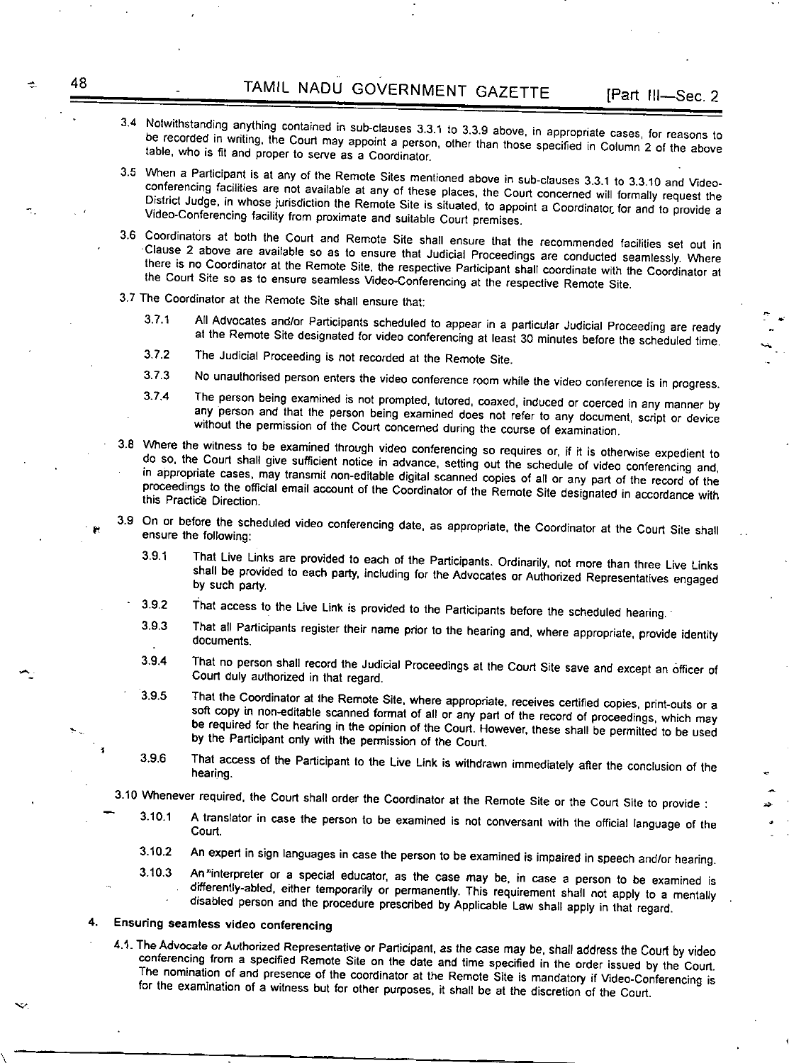3.4 Notwithstanding anything contained in sub-clauses 3.3.1 to 3.3.9 above, in appropriate cases, for reasons to be recorded in writing, the Court may appoint a person, other than those specified in Column 2 of the above table, who is fit and proper to serve as a Coordinator.

3.5 When a Participant is at any of the Remote Sites mentioned above in sub-clauses 3.3.1 to 3.3.10 and Video-conferencing facilities are not available at any of these places, the Court concerned will formally request the District Judge, in whose jurisdiction the Remote Site is situated, to appoint a Coordinator, for and to provide a Video-Conferencing facility from proximate and suitable Court premises.

3.6 Coordinators at both the Court and Remote Site shall ensure that the recommended facilities set out in Clause 2 above are available so as to ensure that Judicial Proceedings are conducted seamlessly. Where there is no Coordinator at the Remote Site, the respective Participant shall coordinate with the Coordinator at the Court Site so as to ensure seamless Video-Conferencing at the respective Remote Site.

3.7 The Coordinator at the Remote Site shall ensure that:

3.7.1 All Advocates and/or Participants scheduled to appear in a particular Judicial Proceeding are ready at the Remote Site designated for video conferencing at least 30 minutes before the scheduled time.

3.7.2 The Judicial Proceeding is not recorded at the Remote Site.

3.7.3 No unauthorised person enters the video conference room while the video conference is in progress.

3.7.4 The person being examined is not prompted, tutored, coaxed, induced or coerced in any manner by any person and that the person being examined does not refer to any document, script or device without the permission of the Court concerned during the course of examination.

3.8 Where the witness to be examined through video conferencing so requires or, if it is otherwise expedient to do so, the Court shall give sufficient notice in advance, setting out the schedule of video conferencing and, in appropriate cases, may transmit non-editable digital scanned copies of all or any part of the record of the proceedings to the official email account of the Coordinator of the Remote Site designated in accordance with this Practice Direction.

3.9 On or before the scheduled video conferencing date, as appropriate, the Coordinator at the Court Site shall ensure the following:

3.9.1 That Live Links are provided to each of the Participants. Ordinarily, not more than three Live Links shall be provided to each party, including for the Advocates or Authorized Representatives engaged by such party.

3.9.2 That access to the Live Link is provided to the Participants before the scheduled hearing.

3.9.3 That all Participants register their name prior to the hearing and, where appropriate, provide identity documents.

3.9.4 That no person shall record the Judicial Proceedings at the Court Site save and except an officer of Court duly authorized in that regard.

3.9.5 That the Coordinator at the Remote Site, where appropriate, receives certified copies, print-outs or a soft copy in non-editable scanned format of all or any part of the record of proceedings, which may be required for the hearing in the opinion of the Court. However, these shall be permitted to be used by the Participant only with the permission of the Court.

3.9.6 That access of the Participant to the Live Link is withdrawn immediately after the conclusion of the hearing.

3.10 Whenever required, the Court shall order the Coordinator at the Remote Site or the Court Site to provide :

3.10.1 A translator in case the person to be examined is not conversant with the official language of the Court.

3.10.2 An expert in sign languages in case the person to be examined is impaired in speech and/or hearing.

3.10.3 An interpreter or a special educator, as the case may be, in case a person to be examined is differently-abled, either temporarily or permanently. This requirement shall not apply to a mentally disabled person and the procedure prescribed by Applicable Law shall apply in that regard.

## 4. Ensuring seamless video conferencing

4.1. The Advocate or Authorized Representative or Participant, as the case may be, shall address the Court by video conferencing from a specified Remote Site on the date and time specified in the order issued by the Court. The nomination of and presence of the coordinator at the Remote Site is mandatory if Video-Conferencing is for the examination of a witness but for other purposes, it shall be at the discretion of the Court.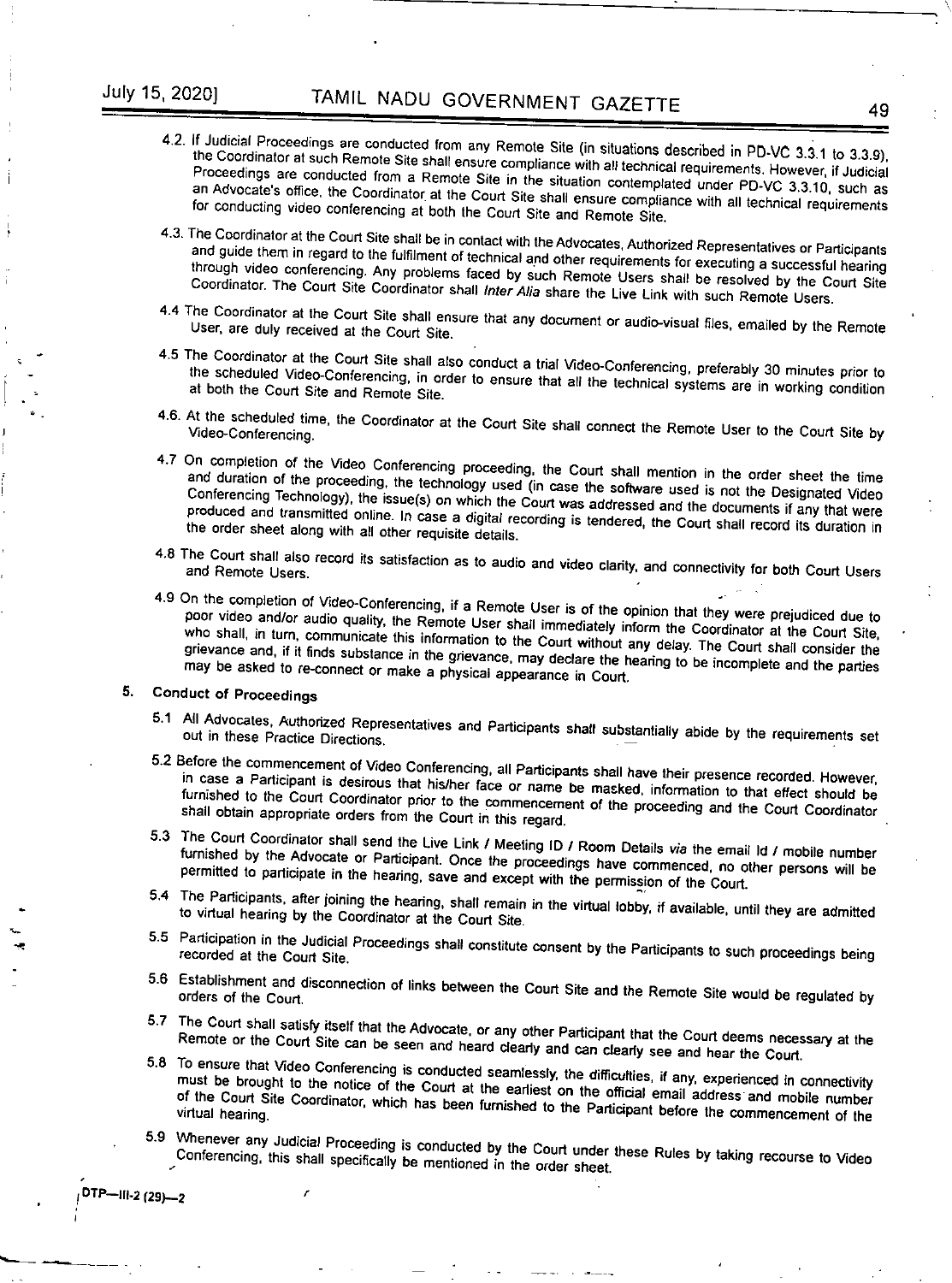4.2. If Judicial Proceedings are conducted from any Remote Site (in situations described in PD-VC 3.3.1 to 3.3.9), the Coordinator at such Remote Site shall ensure compliance with all technical requirements. However, if Judicial Proceedings are conducted from a Remote Site in the situation contemplated under PD-VC 3.3.10, such as an Advocate's office, the Coordinator at the Court Site shall ensure compliance with all technical requirements for conducting video conferencing at both the Court Site and Remote Site.

4.3. The Coordinator at the Court Site shall be in contact with the Advocates, Authorized Representatives or Participants and guide them in regard to the fulfilment of technical and other requirements for executing a successful hearing through video conferencing. Any problems faced by such Remote Users shall be resolved by the Court Site Coordinator. The Court Site Coordinator shall *Inter Alia* share the Live Link with such Remote Users.

4.4 The Coordinator at the Court Site shall ensure that any document or audio-visual files, emailed by the Remote User, are duly received at the Court Site.

4.5 The Coordinator at the Court Site shall also conduct a trial Video-Conferencing, preferably 30 minutes prior to the scheduled Video-Conferencing, in order to ensure that all the technical systems are in working condition at both the Court Site and Remote Site.

4.6. At the scheduled time, the Coordinator at the Court Site shall connect the Remote User to the Court Site by Video-Conferencing.

4.7 On completion of the Video Conferencing proceeding, the Court shall mention in the order sheet the time and duration of the proceeding, the technology used (in case the software used is not the Designated Video Conferencing Technology), the issue(s) on which the Court was addressed and the documents if any that were produced and transmitted online. In case a digital recording is tendered, the Court shall record its duration in the order sheet along with all other requisite details.

4.8 The Court shall also record its satisfaction as to audio and video clarity, and connectivity for both Court Users and Remote Users.

4.9 On the completion of Video-Conferencing, if a Remote User is of the opinion that they were prejudiced due to poor video and/or audio quality, the Remote User shall immediately inform the Coordinator at the Court Site, who shall, in turn, communicate this information to the Court without any delay. The Court shall consider the grievance and, if it finds substance in the grievance, may declare the hearing to be incomplete and the parties may be asked to re-connect or make a physical appearance in Court.

## 5. Conduct of Proceedings

5.1 All Advocates, Authorized Representatives and Participants shall substantially abide by the requirements set out in these Practice Directions.

5.2 Before the commencement of Video Conferencing, all Participants shall have their presence recorded. However, in case a Participant is desirous that his/her face or name be masked, information to that effect should be furnished to the Court Coordinator prior to the commencement of the proceeding and the Court Coordinator shall obtain appropriate orders from the Court in this regard.

5.3 The Court Coordinator shall send the Live Link / Meeting ID / Room Details *via* the email Id / mobile number furnished by the Advocate or Participant. Once the proceedings have commenced, no other persons will be permitted to participate in the hearing, save and except with the permission of the Court.

5.4 The Participants, after joining the hearing, shall remain in the virtual lobby, if available, until they are admitted to virtual hearing by the Coordinator at the Court Site.

5.5 Participation in the Judicial Proceedings shall constitute consent by the Participants to such proceedings being recorded at the Court Site.

5.6 Establishment and disconnection of links between the Court Site and the Remote Site would be regulated by orders of the Court.

5.7 The Court shall satisfy itself that the Advocate, or any other Participant that the Court deems necessary at the Remote or the Court Site can be seen and heard clearly and can clearly see and hear the Court.

5.8 To ensure that Video Conferencing is conducted seamlessly, the difficulties, if any, experienced in connectivity must be brought to the notice of the Court at the earliest on the official email address and mobile number of the Court Site Coordinator, which has been furnished to the Participant before the commencement of the virtual hearing.

5.9 Whenever any Judicial Proceeding is conducted by the Court under these Rules by taking recourse to Video Conferencing, this shall specifically be mentioned in the order sheet.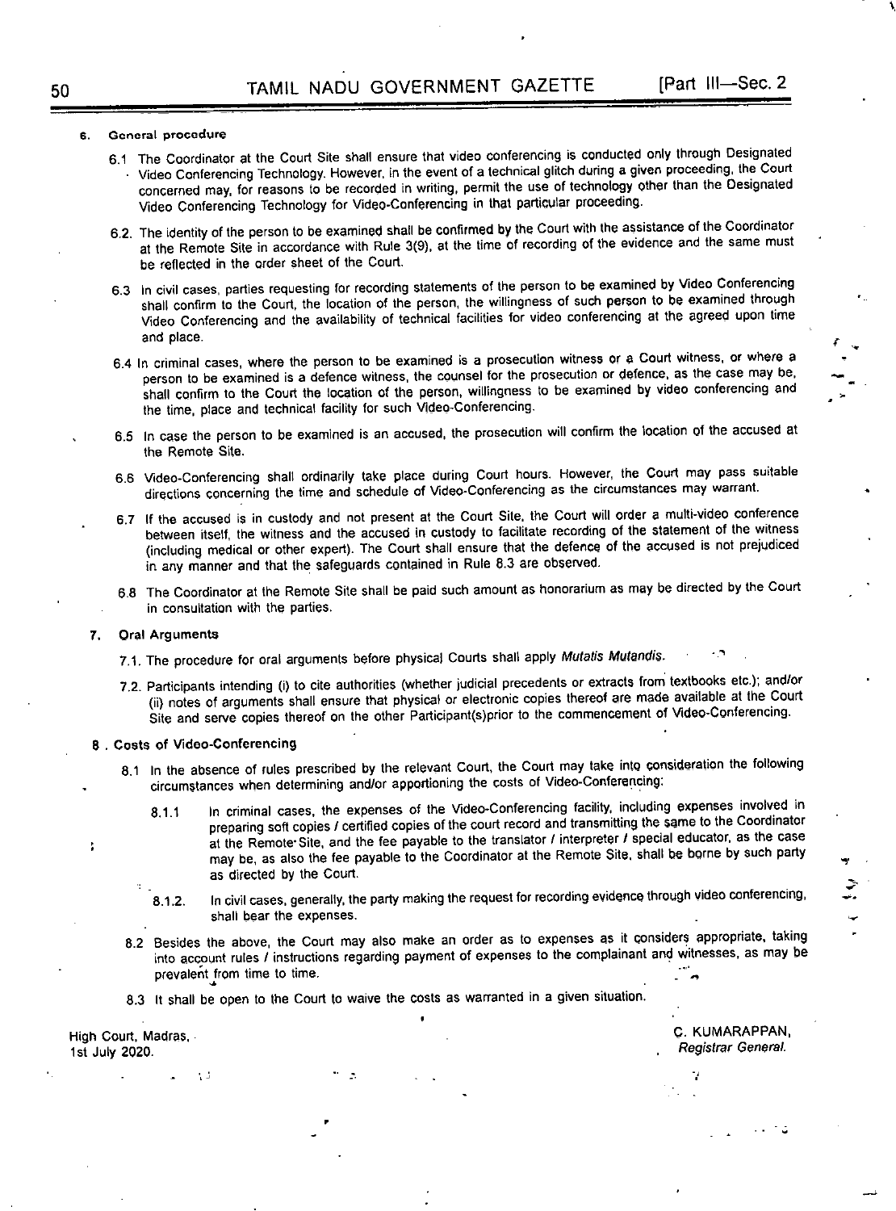## 6. General procedure

6.1 The Coordinator at the Court Site shall ensure that video conferencing is conducted only through Designated Video Conferencing Technology. However, in the event of a technical glitch during a given proceeding, the Court concerned may, for reasons to be recorded in writing, permit the use of technology other than the Designated Video Conferencing Technology for Video-Conferencing in that particular proceeding.

6.2. The identity of the person to be examined shall be confirmed by the Court with the assistance of the Coordinator at the Remote Site in accordance with Rule 3(9), at the time of recording of the evidence and the same must be reflected in the order sheet of the Court.

6.3 In civil cases, parties requesting for recording statements of the person to be examined by Video Conferencing shall confirm to the Court, the location of the person, the willingness of such person to be examined through Video Conferencing and the availability of technical facilities for video conferencing at the agreed upon time and place.

6.4 In criminal cases, where the person to be examined is a prosecution witness or a Court witness, or where a person to be examined is a defence witness, the counsel for the prosecution or defence, as the case may be, shall confirm to the Court the location of the person, willingness to be examined by video conferencing and the time, place and technical facility for such Video-Conferencing.

6.5 In case the person to be examined is an accused, the prosecution will confirm the location of the accused at the Remote Site.

6.6 Video-Conferencing shall ordinarily take place during Court hours. However, the Court may pass suitable directions concerning the time and schedule of Video-Conferencing as the circumstances may warrant.

6.7 If the accused is in custody and not present at the Court Site, the Court will order a multi-video conference between itself, the witness and the accused in custody to facilitate recording of the statement of the witness (including medical or other expert). The Court shall ensure that the defence of the accused is not prejudiced in any manner and that the safeguards contained in Rule 8.3 are observed.

6.8 The Coordinator at the Remote Site shall be paid such amount as honorarium as may be directed by the Court in consultation with the parties.

## 7. Oral Arguments

7.1. The procedure for oral arguments before physical Courts shall apply *Mutatis Mutandis*.

7.2. Participants intending (i) to cite authorities (whether judicial precedents or extracts from textbooks etc.); and/or (ii) notes of arguments shall ensure that physical or electronic copies thereof are made available at the Court Site and serve copies thereof on the other Participant(s)prior to the commencement of Video-Conferencing.

## 8 . Costs of Video-Conferencing

8.1 In the absence of rules prescribed by the relevant Court, the Court may take into consideration the following circumstances when determining and/or apportioning the costs of Video-Conferencing:

8.1.1 In criminal cases, the expenses of the Video-Conferencing facility, including expenses involved in preparing soft copies / certified copies of the court record and transmitting the same to the Coordinator at the Remote Site, and the fee payable to the translator / interpreter / special educator, as the case may be, as also the fee payable to the Coordinator at the Remote Site, shall be borne by such party as directed by the Court.

8.1.2. In civil cases, generally, the party making the request for recording evidence through video conferencing, shall bear the expenses.

8.2 Besides the above, the Court may also make an order as to expenses as it considers appropriate, taking into account rules / instructions regarding payment of expenses to the complainant and witnesses, as may be prevalent from time to time.

8.3 It shall be open to the Court to waive the costs as warranted in a given situation.

High Court, Madras,
1st July 2020.

C. KUMARAPPAN,
*Registrar General.*